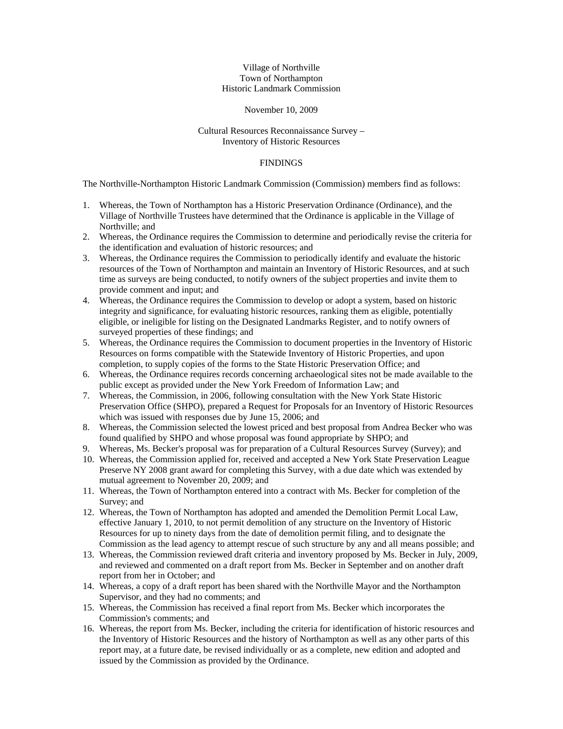Village of Northville
Town of Northampton
Historic Landmark Commission

November 10, 2009

Cultural Resources Reconnaissance Survey –
Inventory of Historic Resources

FINDINGS

The Northville-Northampton Historic Landmark Commission (Commission) members find as follows:

1. Whereas, the Town of Northampton has a Historic Preservation Ordinance (Ordinance), and the Village of Northville Trustees have determined that the Ordinance is applicable in the Village of Northville; and
2. Whereas, the Ordinance requires the Commission to determine and periodically revise the criteria for the identification and evaluation of historic resources; and
3. Whereas, the Ordinance requires the Commission to periodically identify and evaluate the historic resources of the Town of Northampton and maintain an Inventory of Historic Resources, and at such time as surveys are being conducted, to notify owners of the subject properties and invite them to provide comment and input; and
4. Whereas, the Ordinance requires the Commission to develop or adopt a system, based on historic integrity and significance, for evaluating historic resources, ranking them as eligible, potentially eligible, or ineligible for listing on the Designated Landmarks Register, and to notify owners of surveyed properties of these findings; and
5. Whereas, the Ordinance requires the Commission to document properties in the Inventory of Historic Resources on forms compatible with the Statewide Inventory of Historic Properties, and upon completion, to supply copies of the forms to the State Historic Preservation Office; and
6. Whereas, the Ordinance requires records concerning archaeological sites not be made available to the public except as provided under the New York Freedom of Information Law; and
7. Whereas, the Commission, in 2006, following consultation with the New York State Historic Preservation Office (SHPO), prepared a Request for Proposals for an Inventory of Historic Resources which was issued with responses due by June 15, 2006; and
8. Whereas, the Commission selected the lowest priced and best proposal from Andrea Becker who was found qualified by SHPO and whose proposal was found appropriate by SHPO; and
9. Whereas, Ms. Becker's proposal was for preparation of a Cultural Resources Survey (Survey); and
10. Whereas, the Commission applied for, received and accepted a New York State Preservation League Preserve NY 2008 grant award for completing this Survey, with a due date which was extended by mutual agreement to November 20, 2009; and
11. Whereas, the Town of Northampton entered into a contract with Ms. Becker for completion of the Survey; and
12. Whereas, the Town of Northampton has adopted and amended the Demolition Permit Local Law, effective January 1, 2010, to not permit demolition of any structure on the Inventory of Historic Resources for up to ninety days from the date of demolition permit filing, and to designate the Commission as the lead agency to attempt rescue of such structure by any and all means possible; and
13. Whereas, the Commission reviewed draft criteria and inventory proposed by Ms. Becker in July, 2009, and reviewed and commented on a draft report from Ms. Becker in September and on another draft report from her in October; and
14. Whereas, a copy of a draft report has been shared with the Northville Mayor and the Northampton Supervisor, and they had no comments; and
15. Whereas, the Commission has received a final report from Ms. Becker which incorporates the Commission's comments; and
16. Whereas, the report from Ms. Becker, including the criteria for identification of historic resources and the Inventory of Historic Resources and the history of Northampton as well as any other parts of this report may, at a future date, be revised individually or as a complete, new edition and adopted and issued by the Commission as provided by the Ordinance.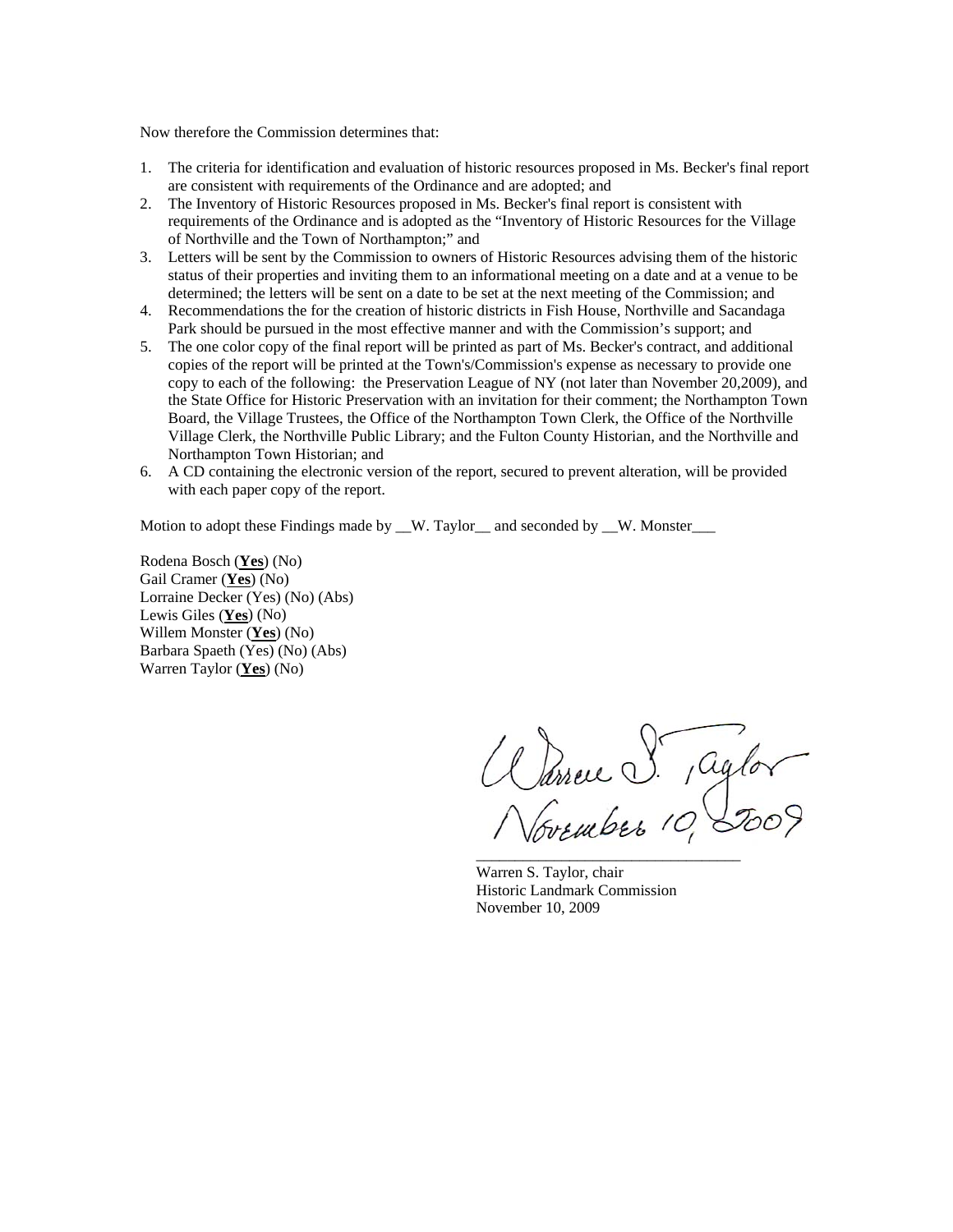Now therefore the Commission determines that:

1. The criteria for identification and evaluation of historic resources proposed in Ms. Becker's final report are consistent with requirements of the Ordinance and are adopted; and
2. The Inventory of Historic Resources proposed in Ms. Becker's final report is consistent with requirements of the Ordinance and is adopted as the "Inventory of Historic Resources for the Village of Northville and the Town of Northampton;" and
3. Letters will be sent by the Commission to owners of Historic Resources advising them of the historic status of their properties and inviting them to an informational meeting on a date and at a venue to be determined; the letters will be sent on a date to be set at the next meeting of the Commission; and
4. Recommendations the for the creation of historic districts in Fish House, Northville and Sacandaga Park should be pursued in the most effective manner and with the Commission's support; and
5. The one color copy of the final report will be printed as part of Ms. Becker's contract, and additional copies of the report will be printed at the Town's/Commission's expense as necessary to provide one copy to each of the following: the Preservation League of NY (not later than November 20,2009), and the State Office for Historic Preservation with an invitation for their comment; the Northampton Town Board, the Village Trustees, the Office of the Northampton Town Clerk, the Office of the Northville Village Clerk, the Northville Public Library; and the Fulton County Historian, and the Northville and Northampton Town Historian; and
6. A CD containing the electronic version of the report, secured to prevent alteration, will be provided with each paper copy of the report.

Motion to adopt these Findings made by __W. Taylor__ and seconded by __W. Monster___

Rodena Bosch (**Yes**) (No)
Gail Cramer (**Yes**) (No)
Lorraine Decker (Yes) (No) (Abs)
Lewis Giles (**Yes**) (No)
Willem Monster (**Yes**) (No)
Barbara Spaeth (Yes) (No) (Abs)
Warren Taylor (**Yes**) (No)

Warren S. Taylor
November 10, 2009

_________________________________
Warren S. Taylor, chair
Historic Landmark Commission
November 10, 2009